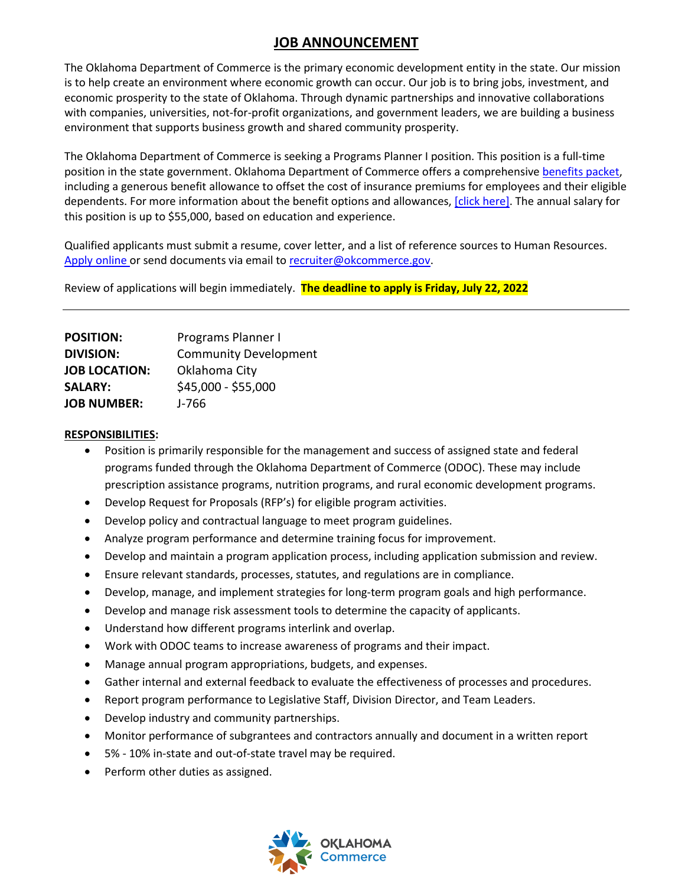# JOB ANNOUNCEMENT

The Oklahoma Department of Commerce is the primary economic development entity in the state. Our mission is to help create an environment where economic growth can occur. Our job is to bring jobs, investment, and economic prosperity to the state of Oklahoma. Through dynamic partnerships and innovative collaborations with companies, universities, not-for-profit organizations, and government leaders, we are building a business environment that supports business growth and shared community prosperity.

The Oklahoma Department of Commerce is seeking a Programs Planner I position. This position is a full-time position in the state government. Oklahoma Department of Commerce offers a comprehensive benefits packet, including a generous benefit allowance to offset the cost of insurance premiums for employees and their eligible dependents. For more information about the benefit options and allowances, [click here]. The annual salary for this position is up to $55,000, based on education and experience.

Qualified applicants must submit a resume, cover letter, and a list of reference sources to Human Resources. Apply online or send documents via email to recruiter@okcommerce.gov.

Review of applications will begin immediately. **The deadline to apply is Friday, July 22, 2022**

---

**POSITION:** Programs Planner I
**DIVISION:** Community Development
**JOB LOCATION:** Oklahoma City
**SALARY:** $45,000 - $55,000
**JOB NUMBER:** J-766

**RESPONSIBILITIES:**

- Position is primarily responsible for the management and success of assigned state and federal programs funded through the Oklahoma Department of Commerce (ODOC). These may include prescription assistance programs, nutrition programs, and rural economic development programs.
- Develop Request for Proposals (RFP's) for eligible program activities.
- Develop policy and contractual language to meet program guidelines.
- Analyze program performance and determine training focus for improvement.
- Develop and maintain a program application process, including application submission and review.
- Ensure relevant standards, processes, statutes, and regulations are in compliance.
- Develop, manage, and implement strategies for long-term program goals and high performance.
- Develop and manage risk assessment tools to determine the capacity of applicants.
- Understand how different programs interlink and overlap.
- Work with ODOC teams to increase awareness of programs and their impact.
- Manage annual program appropriations, budgets, and expenses.
- Gather internal and external feedback to evaluate the effectiveness of processes and procedures.
- Report program performance to Legislative Staff, Division Director, and Team Leaders.
- Develop industry and community partnerships.
- Monitor performance of subgrantees and contractors annually and document in a written report
- 5% - 10% in-state and out-of-state travel may be required.
- Perform other duties as assigned.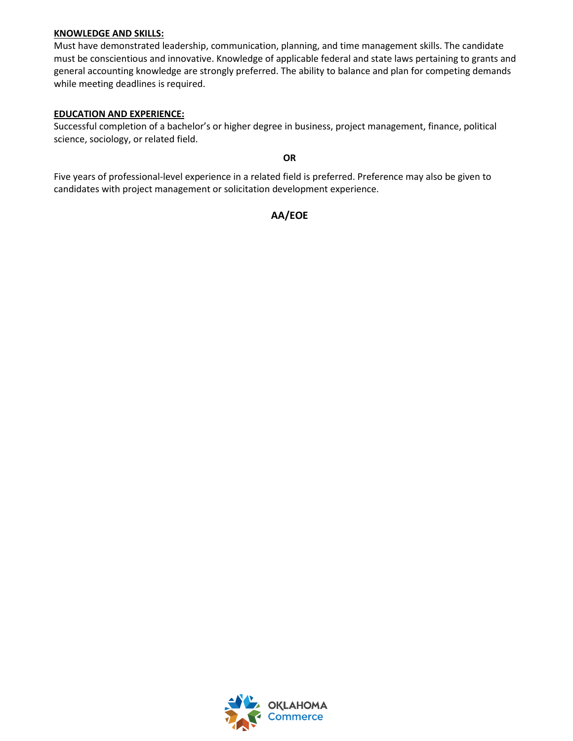**KNOWLEDGE AND SKILLS:**

Must have demonstrated leadership, communication, planning, and time management skills. The candidate must be conscientious and innovative. Knowledge of applicable federal and state laws pertaining to grants and general accounting knowledge are strongly preferred. The ability to balance and plan for competing demands while meeting deadlines is required.

**EDUCATION AND EXPERIENCE:**

Successful completion of a bachelor's or higher degree in business, project management, finance, political science, sociology, or related field.

**OR**

Five years of professional-level experience in a related field is preferred. Preference may also be given to candidates with project management or solicitation development experience.

**AA/EOE**

OKLAHOMA Commerce